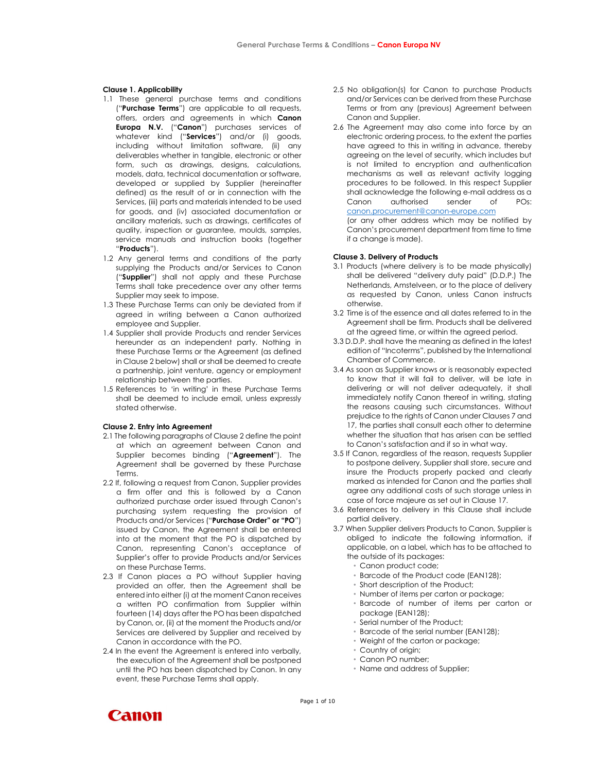### Clause 1. Applicability

1.1 These general purchase terms and conditions ("**Purchase Terms**") are applicable to all requests, offers, orders and agreements in which **Canon Europa N.V.** ("**Canon**") purchases services of whatever kind ("**Services**") and/or (i) goods, including without limitation software, (ii) any deliverables whether in tangible, electronic or other form, such as drawings, designs, calculations, models, data, technical documentation or software, developed or supplied by Supplier (hereinafter defined) as the result of or in connection with the Services, (iii) parts and materials intended to be used for goods, and (iv) associated documentation or ancillary materials, such as drawings, certificates of quality, inspection or guarantee, moulds, samples, service manuals and instruction books (together "**Products**").

1.2 Any general terms and conditions of the party supplying the Products and/or Services to Canon ("**Supplier**") shall not apply and these Purchase Terms shall take precedence over any other terms Supplier may seek to impose.

1.3 These Purchase Terms can only be deviated from if agreed in writing between a Canon authorized employee and Supplier.

1.4 Supplier shall provide Products and render Services hereunder as an independent party. Nothing in these Purchase Terms or the Agreement (as defined in Clause 2 below) shall or shall be deemed to create a partnership, joint venture, agency or employment relationship between the parties.

1.5 References to 'in writing' in these Purchase Terms shall be deemed to include email, unless expressly stated otherwise.

### Clause 2. Entry into Agreement

2.1 The following paragraphs of Clause 2 define the point at which an agreement between Canon and Supplier becomes binding ("**Agreement**"). The Agreement shall be governed by these Purchase Terms.

2.2 If, following a request from Canon, Supplier provides a firm offer and this is followed by a Canon authorized purchase order issued through Canon's purchasing system requesting the provision of Products and/or Services ("**Purchase Order" or "PO**") issued by Canon, the Agreement shall be entered into at the moment that the PO is dispatched by Canon, representing Canon's acceptance of Supplier's offer to provide Products and/or Services on these Purchase Terms.

2.3 If Canon places a PO without Supplier having provided an offer, then the Agreement shall be entered into either (i) at the moment Canon receives a written PO confirmation from Supplier within fourteen (14) days after the PO has been dispatched by Canon, or, (ii) at the moment the Products and/or Services are delivered by Supplier and received by Canon in accordance with the PO.

2.4 In the event the Agreement is entered into verbally, the execution of the Agreement shall be postponed until the PO has been dispatched by Canon. In any event, these Purchase Terms shall apply.

2.5 No obligation(s) for Canon to purchase Products and/or Services can be derived from these Purchase Terms or from any (previous) Agreement between Canon and Supplier.

2.6 The Agreement may also come into force by an electronic ordering process, to the extent the parties have agreed to this in writing in advance, thereby agreeing on the level of security, which includes but is not limited to encryption and authentication mechanisms as well as relevant activity logging procedures to be followed. In this respect Supplier shall acknowledge the following e-mail address as a Canon authorised sender of POs: canon.procurement@canon-europe.com (or any other address which may be notified by Canon's procurement department from time to time if a change is made).

### Clause 3. Delivery of Products

3.1 Products (where delivery is to be made physically) shall be delivered "delivery duty paid" (D.D.P.) The Netherlands, Amstelveen, or to the place of delivery as requested by Canon, unless Canon instructs otherwise.

3.2 Time is of the essence and all dates referred to in the Agreement shall be firm. Products shall be delivered at the agreed time, or within the agreed period.

3.3 D.D.P. shall have the meaning as defined in the latest edition of "Incoterms", published by the International Chamber of Commerce.

3.4 As soon as Supplier knows or is reasonably expected to know that it will fail to deliver, will be late in delivering or will not deliver adequately, it shall immediately notify Canon thereof in writing, stating the reasons causing such circumstances. Without prejudice to the rights of Canon under Clauses 7 and 17, the parties shall consult each other to determine whether the situation that has arisen can be settled to Canon's satisfaction and if so in what way.

3.5 If Canon, regardless of the reason, requests Supplier to postpone delivery, Supplier shall store, secure and insure the Products properly packed and clearly marked as intended for Canon and the parties shall agree any additional costs of such storage unless in case of force majeure as set out in Clause 17.

3.6 References to delivery in this Clause shall include partial delivery.

3.7 When Supplier delivers Products to Canon, Supplier is obliged to indicate the following information, if applicable, on a label, which has to be attached to the outside of its packages:

- Canon product code;
- Barcode of the Product code (EAN128);
- Short description of the Product;
- Number of items per carton or package;
- Barcode of number of items per carton or package (EAN128);
- Serial number of the Product;
- Barcode of the serial number (EAN128);
- Weight of the carton or package;
- Country of origin;
- Canon PO number;
- Name and address of Supplier;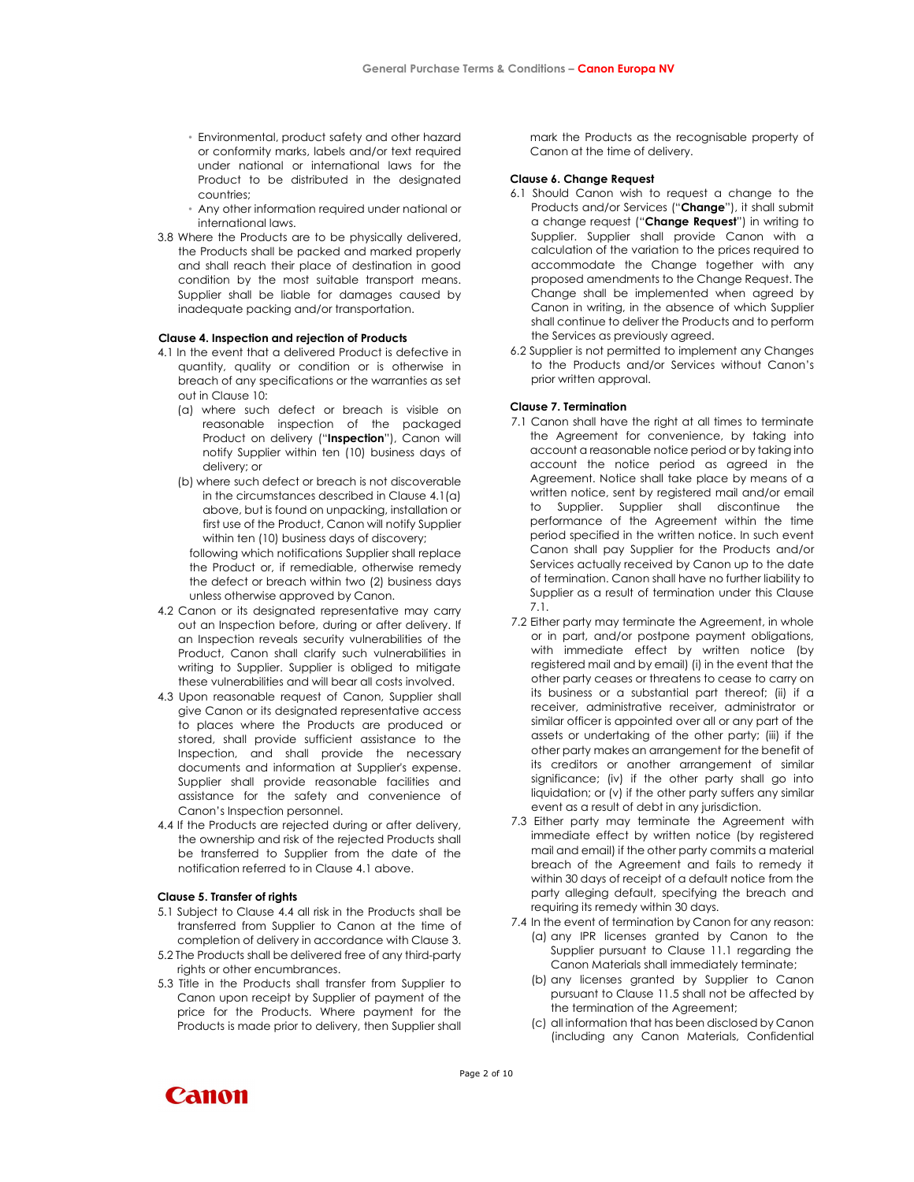- Environmental, product safety and other hazard or conformity marks, labels and/or text required under national or international laws for the Product to be distributed in the designated countries;
- Any other information required under national or international laws.

3.8 Where the Products are to be physically delivered, the Products shall be packed and marked properly and shall reach their place of destination in good condition by the most suitable transport means. Supplier shall be liable for damages caused by inadequate packing and/or transportation.

**Clause 4. Inspection and rejection of Products**

4.1 In the event that a delivered Product is defective in quantity, quality or condition or is otherwise in breach of any specifications or the warranties as set out in Clause 10:

(a) where such defect or breach is visible on reasonable inspection of the packaged Product on delivery ("**Inspection**"), Canon will notify Supplier within ten (10) business days of delivery; or

(b) where such defect or breach is not discoverable in the circumstances described in Clause 4.1(a) above, but is found on unpacking, installation or first use of the Product, Canon will notify Supplier within ten (10) business days of discovery;

following which notifications Supplier shall replace the Product or, if remediable, otherwise remedy the defect or breach within two (2) business days unless otherwise approved by Canon.

4.2 Canon or its designated representative may carry out an Inspection before, during or after delivery. If an Inspection reveals security vulnerabilities of the Product, Canon shall clarify such vulnerabilities in writing to Supplier. Supplier is obliged to mitigate these vulnerabilities and will bear all costs involved.

4.3 Upon reasonable request of Canon, Supplier shall give Canon or its designated representative access to places where the Products are produced or stored, shall provide sufficient assistance to the Inspection, and shall provide the necessary documents and information at Supplier's expense. Supplier shall provide reasonable facilities and assistance for the safety and convenience of Canon's Inspection personnel.

4.4 If the Products are rejected during or after delivery, the ownership and risk of the rejected Products shall be transferred to Supplier from the date of the notification referred to in Clause 4.1 above.

**Clause 5. Transfer of rights**

5.1 Subject to Clause 4.4 all risk in the Products shall be transferred from Supplier to Canon at the time of completion of delivery in accordance with Clause 3.

5.2 The Products shall be delivered free of any third-party rights or other encumbrances.

5.3 Title in the Products shall transfer from Supplier to Canon upon receipt by Supplier of payment of the price for the Products. Where payment for the Products is made prior to delivery, then Supplier shall mark the Products as the recognisable property of Canon at the time of delivery.

**Clause 6. Change Request**

6.1 Should Canon wish to request a change to the Products and/or Services ("**Change**"), it shall submit a change request ("**Change Request**") in writing to Supplier. Supplier shall provide Canon with a calculation of the variation to the prices required to accommodate the Change together with any proposed amendments to the Change Request. The Change shall be implemented when agreed by Canon in writing, in the absence of which Supplier shall continue to deliver the Products and to perform the Services as previously agreed.

6.2 Supplier is not permitted to implement any Changes to the Products and/or Services without Canon's prior written approval.

**Clause 7. Termination**

7.1 Canon shall have the right at all times to terminate the Agreement for convenience, by taking into account a reasonable notice period or by taking into account the notice period as agreed in the Agreement. Notice shall take place by means of a written notice, sent by registered mail and/or email to Supplier. Supplier shall discontinue the performance of the Agreement within the time period specified in the written notice. In such event Canon shall pay Supplier for the Products and/or Services actually received by Canon up to the date of termination. Canon shall have no further liability to Supplier as a result of termination under this Clause 7.1.

7.2 Either party may terminate the Agreement, in whole or in part, and/or postpone payment obligations, with immediate effect by written notice (by registered mail and by email) (i) in the event that the other party ceases or threatens to cease to carry on its business or a substantial part thereof; (ii) if a receiver, administrative receiver, administrator or similar officer is appointed over all or any part of the assets or undertaking of the other party; (iii) if the other party makes an arrangement for the benefit of its creditors or another arrangement of similar significance; (iv) if the other party shall go into liquidation; or (v) if the other party suffers any similar event as a result of debt in any jurisdiction.

7.3 Either party may terminate the Agreement with immediate effect by written notice (by registered mail and email) if the other party commits a material breach of the Agreement and fails to remedy it within 30 days of receipt of a default notice from the party alleging default, specifying the breach and requiring its remedy within 30 days.

7.4 In the event of termination by Canon for any reason:

(a) any IPR licenses granted by Canon to the Supplier pursuant to Clause 11.1 regarding the Canon Materials shall immediately terminate;

(b) any licenses granted by Supplier to Canon pursuant to Clause 11.5 shall not be affected by the termination of the Agreement;

(c) all information that has been disclosed by Canon (including any Canon Materials, Confidential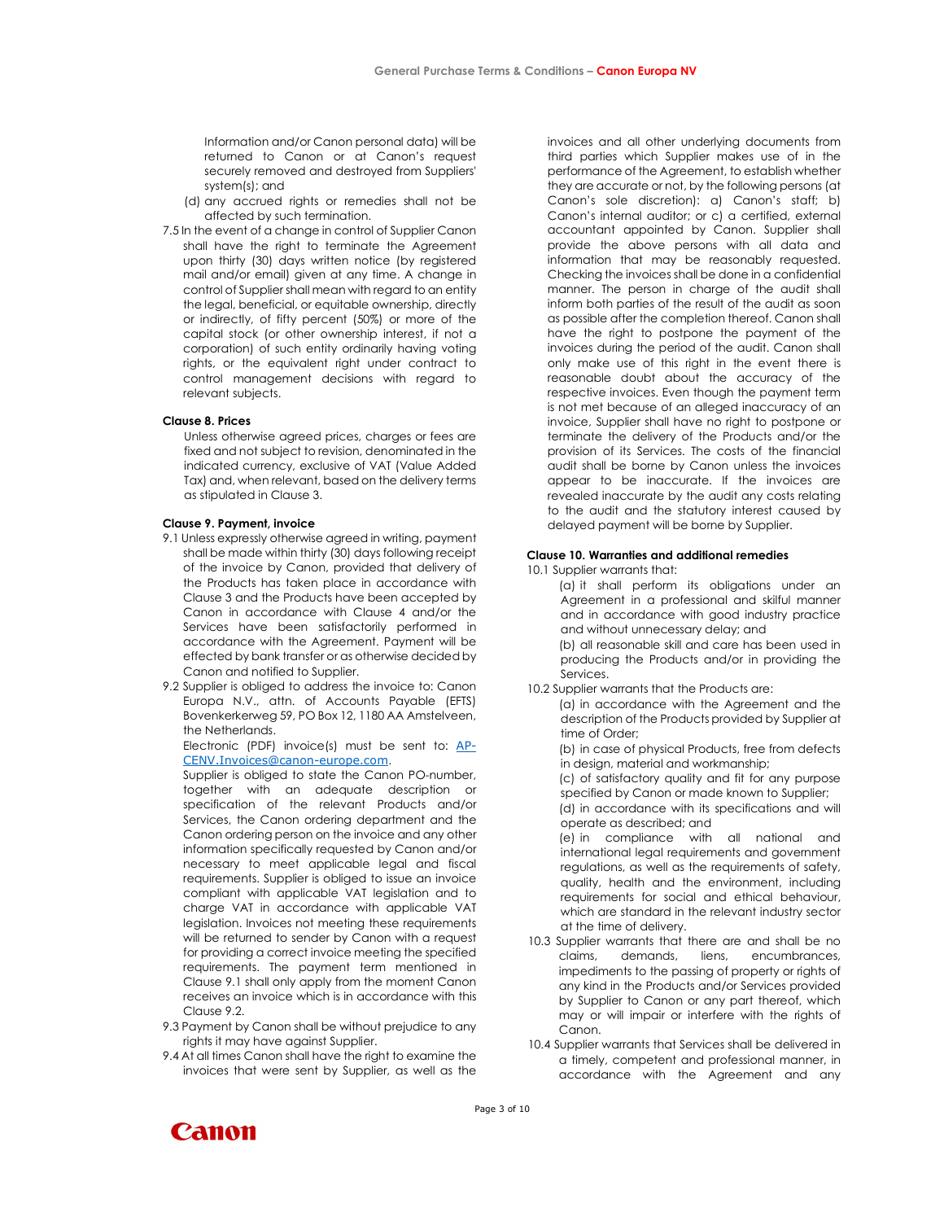Information and/or Canon personal data) will be returned to Canon or at Canon's request securely removed and destroyed from Suppliers' system(s); and

(d) any accrued rights or remedies shall not be affected by such termination.

7.5 In the event of a change in control of Supplier Canon shall have the right to terminate the Agreement upon thirty (30) days written notice (by registered mail and/or email) given at any time. A change in control of Supplier shall mean with regard to an entity the legal, beneficial, or equitable ownership, directly or indirectly, of fifty percent (50%) or more of the capital stock (or other ownership interest, if not a corporation) of such entity ordinarily having voting rights, or the equivalent right under contract to control management decisions with regard to relevant subjects.

**Clause 8. Prices**

Unless otherwise agreed prices, charges or fees are fixed and not subject to revision, denominated in the indicated currency, exclusive of VAT (Value Added Tax) and, when relevant, based on the delivery terms as stipulated in Clause 3.

**Clause 9. Payment, invoice**

9.1 Unless expressly otherwise agreed in writing, payment shall be made within thirty (30) days following receipt of the invoice by Canon, provided that delivery of the Products has taken place in accordance with Clause 3 and the Products have been accepted by Canon in accordance with Clause 4 and/or the Services have been satisfactorily performed in accordance with the Agreement. Payment will be effected by bank transfer or as otherwise decided by Canon and notified to Supplier.

9.2 Supplier is obliged to address the invoice to: Canon Europa N.V., attn. of Accounts Payable (EFTS) Bovenkerkerweg 59, PO Box 12, 1180 AA Amstelveen, the Netherlands.

Electronic (PDF) invoice(s) must be sent to: AP-CENV.Invoices@canon-europe.com.

Supplier is obliged to state the Canon PO-number, together with an adequate description or specification of the relevant Products and/or Services, the Canon ordering department and the Canon ordering person on the invoice and any other information specifically requested by Canon and/or necessary to meet applicable legal and fiscal requirements. Supplier is obliged to issue an invoice compliant with applicable VAT legislation and to charge VAT in accordance with applicable VAT legislation. Invoices not meeting these requirements will be returned to sender by Canon with a request for providing a correct invoice meeting the specified requirements. The payment term mentioned in Clause 9.1 shall only apply from the moment Canon receives an invoice which is in accordance with this Clause 9.2.

9.3 Payment by Canon shall be without prejudice to any rights it may have against Supplier.

9.4 At all times Canon shall have the right to examine the invoices that were sent by Supplier, as well as the invoices and all other underlying documents from third parties which Supplier makes use of in the performance of the Agreement, to establish whether they are accurate or not, by the following persons (at Canon's sole discretion): a) Canon's staff; b) Canon's internal auditor; or c) a certified, external accountant appointed by Canon. Supplier shall provide the above persons with all data and information that may be reasonably requested. Checking the invoices shall be done in a confidential manner. The person in charge of the audit shall inform both parties of the result of the audit as soon as possible after the completion thereof. Canon shall have the right to postpone the payment of the invoices during the period of the audit. Canon shall only make use of this right in the event there is reasonable doubt about the accuracy of the respective invoices. Even though the payment term is not met because of an alleged inaccuracy of an invoice, Supplier shall have no right to postpone or terminate the delivery of the Products and/or the provision of its Services. The costs of the financial audit shall be borne by Canon unless the invoices appear to be inaccurate. If the invoices are revealed inaccurate by the audit any costs relating to the audit and the statutory interest caused by delayed payment will be borne by Supplier.

**Clause 10. Warranties and additional remedies**

10.1 Supplier warrants that:

(a) it shall perform its obligations under an Agreement in a professional and skilful manner and in accordance with good industry practice and without unnecessary delay; and

(b) all reasonable skill and care has been used in producing the Products and/or in providing the Services.

10.2 Supplier warrants that the Products are:

(a) in accordance with the Agreement and the description of the Products provided by Supplier at time of Order;

(b) in case of physical Products, free from defects in design, material and workmanship;

(c) of satisfactory quality and fit for any purpose specified by Canon or made known to Supplier;

(d) in accordance with its specifications and will operate as described; and

(e) in compliance with all national and international legal requirements and government regulations, as well as the requirements of safety, quality, health and the environment, including requirements for social and ethical behaviour, which are standard in the relevant industry sector at the time of delivery.

10.3 Supplier warrants that there are and shall be no claims, demands, liens, encumbrances, impediments to the passing of property or rights of any kind in the Products and/or Services provided by Supplier to Canon or any part thereof, which may or will impair or interfere with the rights of Canon.

10.4 Supplier warrants that Services shall be delivered in a timely, competent and professional manner, in accordance with the Agreement and any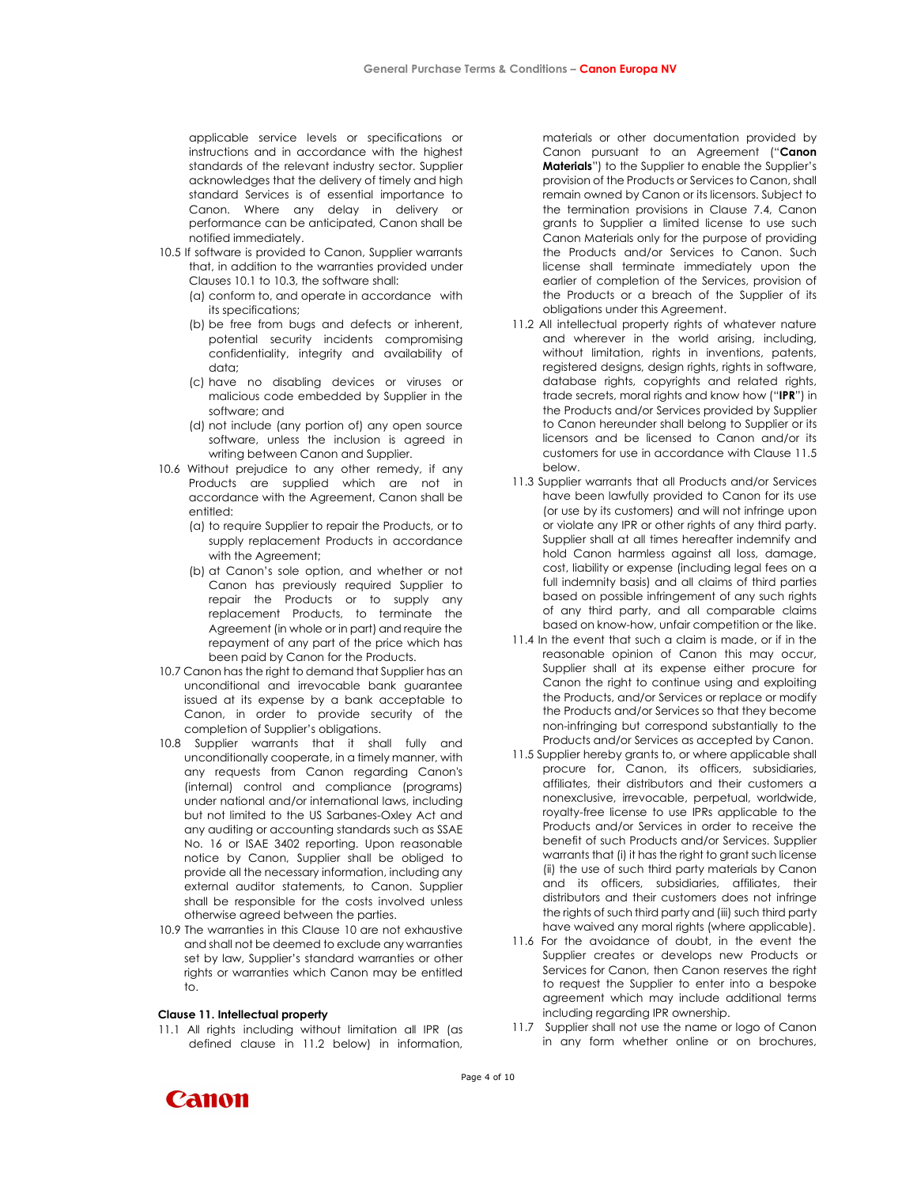applicable service levels or specifications or instructions and in accordance with the highest standards of the relevant industry sector. Supplier acknowledges that the delivery of timely and high standard Services is of essential importance to Canon. Where any delay in delivery or performance can be anticipated, Canon shall be notified immediately.

10.5 If software is provided to Canon, Supplier warrants that, in addition to the warranties provided under Clauses 10.1 to 10.3, the software shall:
- (a) conform to, and operate in accordance with its specifications;
- (b) be free from bugs and defects or inherent, potential security incidents compromising confidentiality, integrity and availability of data;
- (c) have no disabling devices or viruses or malicious code embedded by Supplier in the software; and
- (d) not include (any portion of) any open source software, unless the inclusion is agreed in writing between Canon and Supplier.

10.6 Without prejudice to any other remedy, if any Products are supplied which are not in accordance with the Agreement, Canon shall be entitled:
- (a) to require Supplier to repair the Products, or to supply replacement Products in accordance with the Agreement;
- (b) at Canon's sole option, and whether or not Canon has previously required Supplier to repair the Products or to supply any replacement Products, to terminate the Agreement (in whole or in part) and require the repayment of any part of the price which has been paid by Canon for the Products.

10.7 Canon has the right to demand that Supplier has an unconditional and irrevocable bank guarantee issued at its expense by a bank acceptable to Canon, in order to provide security of the completion of Supplier's obligations.

10.8 Supplier warrants that it shall fully and unconditionally cooperate, in a timely manner, with any requests from Canon regarding Canon's (internal) control and compliance (programs) under national and/or international laws, including but not limited to the US Sarbanes-Oxley Act and any auditing or accounting standards such as SSAE No. 16 or ISAE 3402 reporting. Upon reasonable notice by Canon, Supplier shall be obliged to provide all the necessary information, including any external auditor statements, to Canon. Supplier shall be responsible for the costs involved unless otherwise agreed between the parties.

10.9 The warranties in this Clause 10 are not exhaustive and shall not be deemed to exclude any warranties set by law, Supplier's standard warranties or other rights or warranties which Canon may be entitled to.

#### Clause 11. Intellectual property

11.1 All rights including without limitation all IPR (as defined clause in 11.2 below) in information, materials or other documentation provided by Canon pursuant to an Agreement ("**Canon Materials**") to the Supplier to enable the Supplier's provision of the Products or Services to Canon, shall remain owned by Canon or its licensors. Subject to the termination provisions in Clause 7.4, Canon grants to Supplier a limited license to use such Canon Materials only for the purpose of providing the Products and/or Services to Canon. Such license shall terminate immediately upon the earlier of completion of the Services, provision of the Products or a breach of the Supplier of its obligations under this Agreement.

11.2 All intellectual property rights of whatever nature and wherever in the world arising, including, without limitation, rights in inventions, patents, registered designs, design rights, rights in software, database rights, copyrights and related rights, trade secrets, moral rights and know how ("**IPR**") in the Products and/or Services provided by Supplier to Canon hereunder shall belong to Supplier or its licensors and be licensed to Canon and/or its customers for use in accordance with Clause 11.5 below.

11.3 Supplier warrants that all Products and/or Services have been lawfully provided to Canon for its use (or use by its customers) and will not infringe upon or violate any IPR or other rights of any third party. Supplier shall at all times hereafter indemnify and hold Canon harmless against all loss, damage, cost, liability or expense (including legal fees on a full indemnity basis) and all claims of third parties based on possible infringement of any such rights of any third party, and all comparable claims based on know-how, unfair competition or the like.

11.4 In the event that such a claim is made, or if in the reasonable opinion of Canon this may occur, Supplier shall at its expense either procure for Canon the right to continue using and exploiting the Products, and/or Services or replace or modify the Products and/or Services so that they become non-infringing but correspond substantially to the Products and/or Services as accepted by Canon.

11.5 Supplier hereby grants to, or where applicable shall procure for, Canon, its officers, subsidiaries, affiliates, their distributors and their customers a nonexclusive, irrevocable, perpetual, worldwide, royalty-free license to use IPRs applicable to the Products and/or Services in order to receive the benefit of such Products and/or Services. Supplier warrants that (i) it has the right to grant such license (ii) the use of such third party materials by Canon and its officers, subsidiaries, affiliates, their distributors and their customers does not infringe the rights of such third party and (iii) such third party have waived any moral rights (where applicable).

11.6 For the avoidance of doubt, in the event the Supplier creates or develops new Products or Services for Canon, then Canon reserves the right to request the Supplier to enter into a bespoke agreement which may include additional terms including regarding IPR ownership.

11.7 Supplier shall not use the name or logo of Canon in any form whether online or on brochures,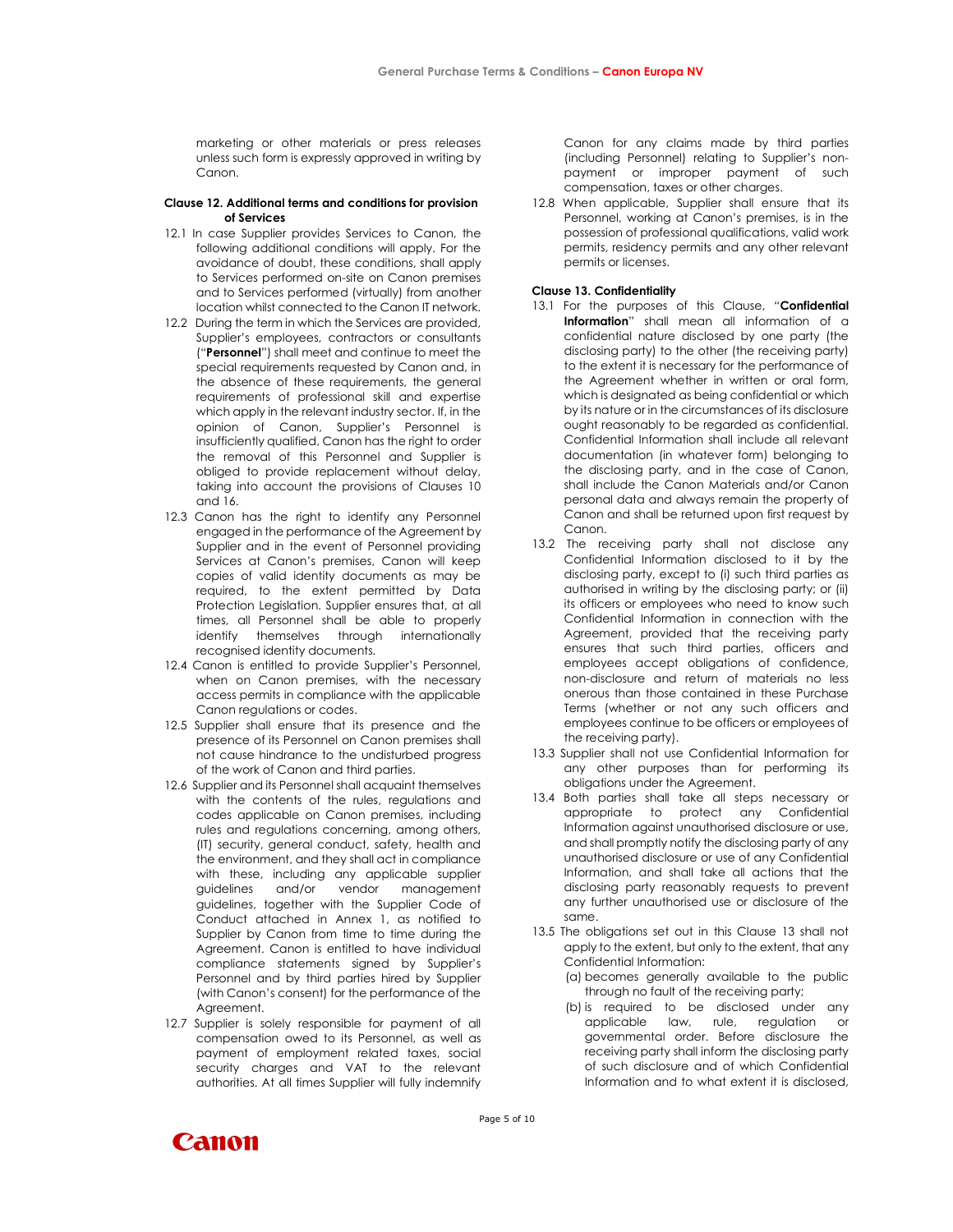marketing or other materials or press releases unless such form is expressly approved in writing by Canon.

**Clause 12. Additional terms and conditions for provision of Services**

12.1 In case Supplier provides Services to Canon, the following additional conditions will apply. For the avoidance of doubt, these conditions, shall apply to Services performed on-site on Canon premises and to Services performed (virtually) from another location whilst connected to the Canon IT network.

12.2 During the term in which the Services are provided, Supplier's employees, contractors or consultants ("**Personnel**") shall meet and continue to meet the special requirements requested by Canon and, in the absence of these requirements, the general requirements of professional skill and expertise which apply in the relevant industry sector. If, in the opinion of Canon, Supplier's Personnel is insufficiently qualified, Canon has the right to order the removal of this Personnel and Supplier is obliged to provide replacement without delay, taking into account the provisions of Clauses 10 and 16.

12.3 Canon has the right to identify any Personnel engaged in the performance of the Agreement by Supplier and in the event of Personnel providing Services at Canon's premises, Canon will keep copies of valid identity documents as may be required, to the extent permitted by Data Protection Legislation. Supplier ensures that, at all times, all Personnel shall be able to properly identify themselves through internationally recognised identity documents.

12.4 Canon is entitled to provide Supplier's Personnel, when on Canon premises, with the necessary access permits in compliance with the applicable Canon regulations or codes.

12.5 Supplier shall ensure that its presence and the presence of its Personnel on Canon premises shall not cause hindrance to the undisturbed progress of the work of Canon and third parties.

12.6 Supplier and its Personnel shall acquaint themselves with the contents of the rules, regulations and codes applicable on Canon premises, including rules and regulations concerning, among others, (IT) security, general conduct, safety, health and the environment, and they shall act in compliance with these, including any applicable supplier guidelines and/or vendor management guidelines, together with the Supplier Code of Conduct attached in Annex 1, as notified to Supplier by Canon from time to time during the Agreement. Canon is entitled to have individual compliance statements signed by Supplier's Personnel and by third parties hired by Supplier (with Canon's consent) for the performance of the Agreement.

12.7 Supplier is solely responsible for payment of all compensation owed to its Personnel, as well as payment of employment related taxes, social security charges and VAT to the relevant authorities. At all times Supplier will fully indemnify Canon for any claims made by third parties (including Personnel) relating to Supplier's non-payment or improper payment of such compensation, taxes or other charges.

12.8 When applicable, Supplier shall ensure that its Personnel, working at Canon's premises, is in the possession of professional qualifications, valid work permits, residency permits and any other relevant permits or licenses.

**Clause 13. Confidentiality**

13.1 For the purposes of this Clause, "**Confidential Information**" shall mean all information of a confidential nature disclosed by one party (the disclosing party) to the other (the receiving party) to the extent it is necessary for the performance of the Agreement whether in written or oral form, which is designated as being confidential or which by its nature or in the circumstances of its disclosure ought reasonably to be regarded as confidential. Confidential Information shall include all relevant documentation (in whatever form) belonging to the disclosing party, and in the case of Canon, shall include the Canon Materials and/or Canon personal data and always remain the property of Canon and shall be returned upon first request by Canon.

13.2 The receiving party shall not disclose any Confidential Information disclosed to it by the disclosing party, except to (i) such third parties as authorised in writing by the disclosing party; or (ii) its officers or employees who need to know such Confidential Information in connection with the Agreement, provided that the receiving party ensures that such third parties, officers and employees accept obligations of confidence, non-disclosure and return of materials no less onerous than those contained in these Purchase Terms (whether or not any such officers and employees continue to be officers or employees of the receiving party).

13.3 Supplier shall not use Confidential Information for any other purposes than for performing its obligations under the Agreement.

13.4 Both parties shall take all steps necessary or appropriate to protect any Confidential Information against unauthorised disclosure or use, and shall promptly notify the disclosing party of any unauthorised disclosure or use of any Confidential Information, and shall take all actions that the disclosing party reasonably requests to prevent any further unauthorised use or disclosure of the same.

13.5 The obligations set out in this Clause 13 shall not apply to the extent, but only to the extent, that any Confidential Information:

(a) becomes generally available to the public through no fault of the receiving party;

(b) is required to be disclosed under any applicable law, rule, regulation or governmental order. Before disclosure the receiving party shall inform the disclosing party of such disclosure and of which Confidential Information and to what extent it is disclosed,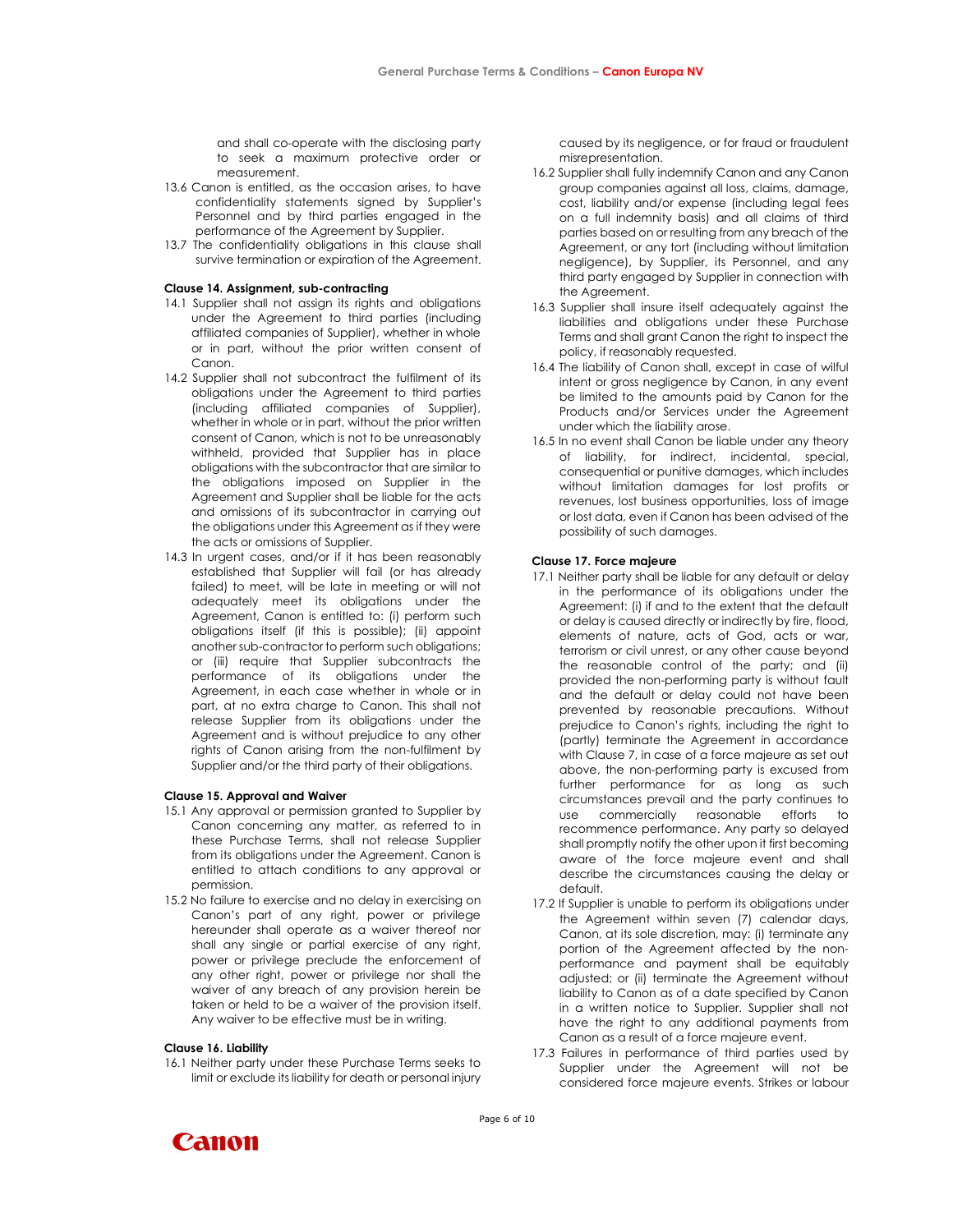and shall co-operate with the disclosing party to seek a maximum protective order or measurement.

13.6 Canon is entitled, as the occasion arises, to have confidentiality statements signed by Supplier's Personnel and by third parties engaged in the performance of the Agreement by Supplier.

13.7 The confidentiality obligations in this clause shall survive termination or expiration of the Agreement.

**Clause 14. Assignment, sub-contracting**

14.1 Supplier shall not assign its rights and obligations under the Agreement to third parties (including affiliated companies of Supplier), whether in whole or in part, without the prior written consent of Canon.

14.2 Supplier shall not subcontract the fulfilment of its obligations under the Agreement to third parties (including affiliated companies of Supplier), whether in whole or in part, without the prior written consent of Canon, which is not to be unreasonably withheld, provided that Supplier has in place obligations with the subcontractor that are similar to the obligations imposed on Supplier in the Agreement and Supplier shall be liable for the acts and omissions of its subcontractor in carrying out the obligations under this Agreement as if they were the acts or omissions of Supplier.

14.3 In urgent cases, and/or if it has been reasonably established that Supplier will fail (or has already failed) to meet, will be late in meeting or will not adequately meet its obligations under the Agreement, Canon is entitled to: (i) perform such obligations itself (if this is possible); (ii) appoint another sub-contractor to perform such obligations; or (iii) require that Supplier subcontracts the performance of its obligations under the Agreement, in each case whether in whole or in part, at no extra charge to Canon. This shall not release Supplier from its obligations under the Agreement and is without prejudice to any other rights of Canon arising from the non-fulfilment by Supplier and/or the third party of their obligations.

**Clause 15. Approval and Waiver**

15.1 Any approval or permission granted to Supplier by Canon concerning any matter, as referred to in these Purchase Terms, shall not release Supplier from its obligations under the Agreement. Canon is entitled to attach conditions to any approval or permission.

15.2 No failure to exercise and no delay in exercising on Canon's part of any right, power or privilege hereunder shall operate as a waiver thereof nor shall any single or partial exercise of any right, power or privilege preclude the enforcement of any other right, power or privilege nor shall the waiver of any breach of any provision herein be taken or held to be a waiver of the provision itself. Any waiver to be effective must be in writing.

**Clause 16. Liability**

16.1 Neither party under these Purchase Terms seeks to limit or exclude its liability for death or personal injury caused by its negligence, or for fraud or fraudulent misrepresentation.

16.2 Supplier shall fully indemnify Canon and any Canon group companies against all loss, claims, damage, cost, liability and/or expense (including legal fees on a full indemnity basis) and all claims of third parties based on or resulting from any breach of the Agreement, or any tort (including without limitation negligence), by Supplier, its Personnel, and any third party engaged by Supplier in connection with the Agreement.

16.3 Supplier shall insure itself adequately against the liabilities and obligations under these Purchase Terms and shall grant Canon the right to inspect the policy, if reasonably requested.

16.4 The liability of Canon shall, except in case of wilful intent or gross negligence by Canon, in any event be limited to the amounts paid by Canon for the Products and/or Services under the Agreement under which the liability arose.

16.5 In no event shall Canon be liable under any theory of liability, for indirect, incidental, special, consequential or punitive damages, which includes without limitation damages for lost profits or revenues, lost business opportunities, loss of image or lost data, even if Canon has been advised of the possibility of such damages.

**Clause 17. Force majeure**

17.1 Neither party shall be liable for any default or delay in the performance of its obligations under the Agreement: (i) if and to the extent that the default or delay is caused directly or indirectly by fire, flood, elements of nature, acts of God, acts or war, terrorism or civil unrest, or any other cause beyond the reasonable control of the party; and (ii) provided the non-performing party is without fault and the default or delay could not have been prevented by reasonable precautions. Without prejudice to Canon's rights, including the right to (partly) terminate the Agreement in accordance with Clause 7, in case of a force majeure as set out above, the non-performing party is excused from further performance for as long as such circumstances prevail and the party continues to use commercially reasonable efforts to recommence performance. Any party so delayed shall promptly notify the other upon it first becoming aware of the force majeure event and shall describe the circumstances causing the delay or default.

17.2 If Supplier is unable to perform its obligations under the Agreement within seven (7) calendar days, Canon, at its sole discretion, may: (i) terminate any portion of the Agreement affected by the non-performance and payment shall be equitably adjusted; or (ii) terminate the Agreement without liability to Canon as of a date specified by Canon in a written notice to Supplier. Supplier shall not have the right to any additional payments from Canon as a result of a force majeure event.

17.3 Failures in performance of third parties used by Supplier under the Agreement will not be considered force majeure events. Strikes or labour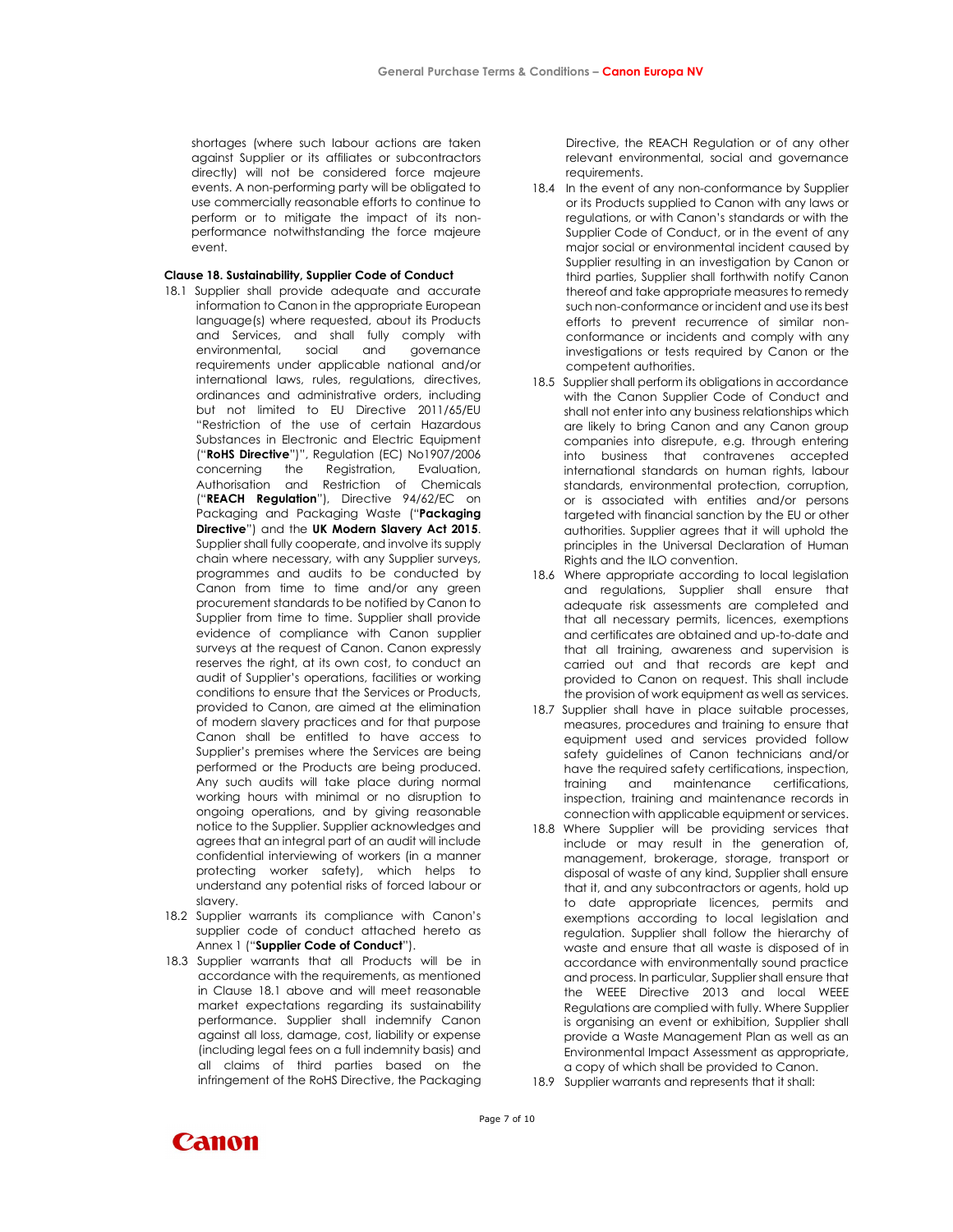shortages (where such labour actions are taken against Supplier or its affiliates or subcontractors directly) will not be considered force majeure events. A non-performing party will be obligated to use commercially reasonable efforts to continue to perform or to mitigate the impact of its non-performance notwithstanding the force majeure event.

**Clause 18. Sustainability, Supplier Code of Conduct**

18.1 Supplier shall provide adequate and accurate information to Canon in the appropriate European language(s) where requested, about its Products and Services, and shall fully comply with environmental, social and governance requirements under applicable national and/or international laws, rules, regulations, directives, ordinances and administrative orders, including but not limited to EU Directive 2011/65/EU "Restriction of the use of certain Hazardous Substances in Electronic and Electric Equipment ("**RoHS Directive**")", Regulation (EC) No1907/2006 concerning the Registration, Evaluation, Authorisation and Restriction of Chemicals ("**REACH Regulation**"), Directive 94/62/EC on Packaging and Packaging Waste ("**Packaging Directive**") and the **UK Modern Slavery Act 2015**. Supplier shall fully cooperate, and involve its supply chain where necessary, with any Supplier surveys, programmes and audits to be conducted by Canon from time to time and/or any green procurement standards to be notified by Canon to Supplier from time to time. Supplier shall provide evidence of compliance with Canon supplier surveys at the request of Canon. Canon expressly reserves the right, at its own cost, to conduct an audit of Supplier's operations, facilities or working conditions to ensure that the Services or Products, provided to Canon, are aimed at the elimination of modern slavery practices and for that purpose Canon shall be entitled to have access to Supplier's premises where the Services are being performed or the Products are being produced. Any such audits will take place during normal working hours with minimal or no disruption to ongoing operations, and by giving reasonable notice to the Supplier. Supplier acknowledges and agrees that an integral part of an audit will include confidential interviewing of workers (in a manner protecting worker safety), which helps to understand any potential risks of forced labour or slavery.

18.2 Supplier warrants its compliance with Canon's supplier code of conduct attached hereto as Annex 1 ("**Supplier Code of Conduct**").

18.3 Supplier warrants that all Products will be in accordance with the requirements, as mentioned in Clause 18.1 above and will meet reasonable market expectations regarding its sustainability performance. Supplier shall indemnify Canon against all loss, damage, cost, liability or expense (including legal fees on a full indemnity basis) and all claims of third parties based on the infringement of the RoHS Directive, the Packaging Directive, the REACH Regulation or of any other relevant environmental, social and governance requirements.

18.4 In the event of any non-conformance by Supplier or its Products supplied to Canon with any laws or regulations, or with Canon's standards or with the Supplier Code of Conduct, or in the event of any major social or environmental incident caused by Supplier resulting in an investigation by Canon or third parties, Supplier shall forthwith notify Canon thereof and take appropriate measures to remedy such non-conformance or incident and use its best efforts to prevent recurrence of similar non-conformance or incidents and comply with any investigations or tests required by Canon or the competent authorities.

18.5 Supplier shall perform its obligations in accordance with the Canon Supplier Code of Conduct and shall not enter into any business relationships which are likely to bring Canon and any Canon group companies into disrepute, e.g. through entering into business that contravenes accepted international standards on human rights, labour standards, environmental protection, corruption, or is associated with entities and/or persons targeted with financial sanction by the EU or other authorities. Supplier agrees that it will uphold the principles in the Universal Declaration of Human Rights and the ILO convention.

18.6 Where appropriate according to local legislation and regulations, Supplier shall ensure that adequate risk assessments are completed and that all necessary permits, licences, exemptions and certificates are obtained and up-to-date and that all training, awareness and supervision is carried out and that records are kept and provided to Canon on request. This shall include the provision of work equipment as well as services.

18.7 Supplier shall have in place suitable processes, measures, procedures and training to ensure that equipment used and services provided follow safety guidelines of Canon technicians and/or have the required safety certifications, inspection, training and maintenance certifications, inspection, training and maintenance records in connection with applicable equipment or services.

18.8 Where Supplier will be providing services that include or may result in the generation of, management, brokerage, storage, transport or disposal of waste of any kind, Supplier shall ensure that it, and any subcontractors or agents, hold up to date appropriate licences, permits and exemptions according to local legislation and regulation. Supplier shall follow the hierarchy of waste and ensure that all waste is disposed of in accordance with environmentally sound practice and process. In particular, Supplier shall ensure that the WEEE Directive 2013 and local WEEE Regulations are complied with fully. Where Supplier is organising an event or exhibition, Supplier shall provide a Waste Management Plan as well as an Environmental Impact Assessment as appropriate, a copy of which shall be provided to Canon.

18.9 Supplier warrants and represents that it shall: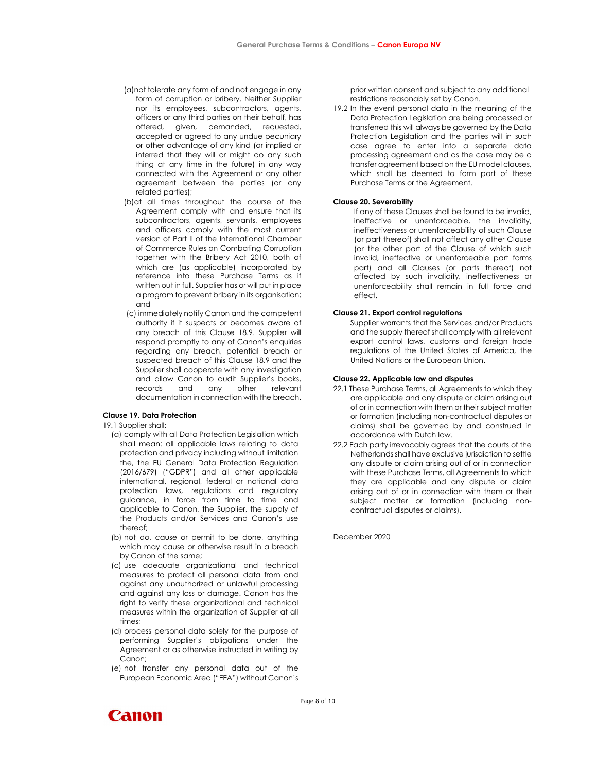(a) not tolerate any form of and not engage in any form of corruption or bribery. Neither Supplier nor its employees, subcontractors, agents, officers or any third parties on their behalf, has offered, given, demanded, requested, accepted or agreed to any undue pecuniary or other advantage of any kind (or implied or inferred that they will or might do any such thing at any time in the future) in any way connected with the Agreement or any other agreement between the parties (or any related parties);

(b) at all times throughout the course of the Agreement comply with and ensure that its subcontractors, agents, servants, employees and officers comply with the most current version of Part II of the International Chamber of Commerce Rules on Combating Corruption together with the Bribery Act 2010, both of which are (as applicable) incorporated by reference into these Purchase Terms as if written out in full. Supplier has or will put in place a program to prevent bribery in its organisation; and

(c) immediately notify Canon and the competent authority if it suspects or becomes aware of any breach of this Clause 18.9. Supplier will respond promptly to any of Canon's enquiries regarding any breach, potential breach or suspected breach of this Clause 18.9 and the Supplier shall cooperate with any investigation and allow Canon to audit Supplier's books, records and any other relevant documentation in connection with the breach.

**Clause 19. Data Protection**

19.1 Supplier shall:

(a) comply with all Data Protection Legislation which shall mean: all applicable laws relating to data protection and privacy including without limitation the, the EU General Data Protection Regulation (2016/679) ("GDPR") and all other applicable international, regional, federal or national data protection laws, regulations and regulatory guidance, in force from time to time and applicable to Canon, the Supplier, the supply of the Products and/or Services and Canon's use thereof;

(b) not do, cause or permit to be done, anything which may cause or otherwise result in a breach by Canon of the same;

(c) use adequate organizational and technical measures to protect all personal data from and against any unauthorized or unlawful processing and against any loss or damage. Canon has the right to verify these organizational and technical measures within the organization of Supplier at all times;

(d) process personal data solely for the purpose of performing Supplier's obligations under the Agreement or as otherwise instructed in writing by Canon;

(e) not transfer any personal data out of the European Economic Area ("EEA") without Canon's prior written consent and subject to any additional restrictions reasonably set by Canon.

19.2 In the event personal data in the meaning of the Data Protection Legislation are being processed or transferred this will always be governed by the Data Protection Legislation and the parties will in such case agree to enter into a separate data processing agreement and as the case may be a transfer agreement based on the EU model clauses, which shall be deemed to form part of these Purchase Terms or the Agreement.

**Clause 20. Severability**

If any of these Clauses shall be found to be invalid, ineffective or unenforceable, the invalidity, ineffectiveness or unenforceability of such Clause (or part thereof) shall not affect any other Clause (or the other part of the Clause of which such invalid, ineffective or unenforceable part forms part) and all Clauses (or parts thereof) not affected by such invalidity, ineffectiveness or unenforceability shall remain in full force and effect.

**Clause 21. Export control regulations**

Supplier warrants that the Services and/or Products and the supply thereof shall comply with all relevant export control laws, customs and foreign trade regulations of the United States of America, the United Nations or the European Union**.**

**Clause 22. Applicable law and disputes**

22.1 These Purchase Terms, all Agreements to which they are applicable and any dispute or claim arising out of or in connection with them or their subject matter or formation (including non-contractual disputes or claims) shall be governed by and construed in accordance with Dutch law.

22.2 Each party irrevocably agrees that the courts of the Netherlands shall have exclusive jurisdiction to settle any dispute or claim arising out of or in connection with these Purchase Terms, all Agreements to which they are applicable and any dispute or claim arising out of or in connection with them or their subject matter or formation (including non-contractual disputes or claims).

December 2020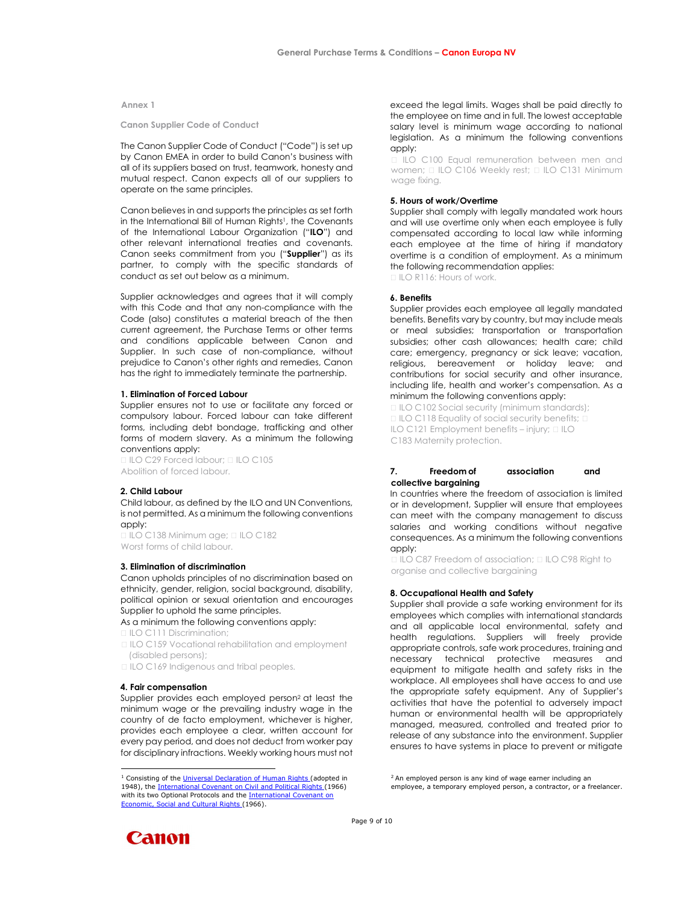Annex 1

Canon Supplier Code of Conduct

The Canon Supplier Code of Conduct ("Code") is set up by Canon EMEA in order to build Canon's business with all of its suppliers based on trust, teamwork, honesty and mutual respect. Canon expects all of our suppliers to operate on the same principles.

Canon believes in and supports the principles as set forth in the International Bill of Human Rights[1], the Covenants of the International Labour Organization ("**ILO**") and other relevant international treaties and covenants. Canon seeks commitment from you ("**Supplier**") as its partner, to comply with the specific standards of conduct as set out below as a minimum.

Supplier acknowledges and agrees that it will comply with this Code and that any non-compliance with the Code (also) constitutes a material breach of the then current agreement, the Purchase Terms or other terms and conditions applicable between Canon and Supplier. In such case of non-compliance, without prejudice to Canon's other rights and remedies, Canon has the right to immediately terminate the partnership.

**1. Elimination of Forced Labour**

Supplier ensures not to use or facilitate any forced or compulsory labour. Forced labour can take different forms, including debt bondage, trafficking and other forms of modern slavery. As a minimum the following conventions apply:

 ILO C29 Forced labour;  ILO C105 Abolition of forced labour.

**2. Child Labour**

Child labour, as defined by the ILO and UN Conventions, is not permitted. As a minimum the following conventions apply:

 ILO C138 Minimum age;  ILO C182 Worst forms of child labour.

**3. Elimination of discrimination**

Canon upholds principles of no discrimination based on ethnicity, gender, religion, social background, disability, political opinion or sexual orientation and encourages Supplier to uphold the same principles.

As a minimum the following conventions apply:

 ILO C111 Discrimination;

 ILO C159 Vocational rehabilitation and employment (disabled persons);

 ILO C169 Indigenous and tribal peoples.

**4. Fair compensation**

Supplier provides each employed person[2] at least the minimum wage or the prevailing industry wage in the country of de facto employment, whichever is higher, provides each employee a clear, written account for every pay period, and does not deduct from worker pay for disciplinary infractions. Weekly working hours must not exceed the legal limits. Wages shall be paid directly to the employee on time and in full. The lowest acceptable salary level is minimum wage according to national legislation. As a minimum the following conventions apply:

 ILO C100 Equal remuneration between men and women;  ILO C106 Weekly rest;  ILO C131 Minimum wage fixing.

**5. Hours of work/Overtime**

Supplier shall comply with legally mandated work hours and will use overtime only when each employee is fully compensated according to local law while informing each employee at the time of hiring if mandatory overtime is a condition of employment. As a minimum the following recommendation applies:

 ILO R116: Hours of work.

**6. Benefits**

Supplier provides each employee all legally mandated benefits. Benefits vary by country, but may include meals or meal subsidies; transportation or transportation subsidies; other cash allowances; health care; child care; emergency, pregnancy or sick leave; vacation, religious, bereavement or holiday leave; and contributions for social security and other insurance, including life, health and worker's compensation. As a minimum the following conventions apply:

 ILO C102 Social security (minimum standards);
 ILO C118 Equality of social security benefits; 
ILO C121 Employment benefits – injury;  ILO
C183 Maternity protection.

**7. Freedom of association and collective bargaining**

In countries where the freedom of association is limited or in development, Supplier will ensure that employees can meet with the company management to discuss salaries and working conditions without negative consequences. As a minimum the following conventions apply:

 ILO C87 Freedom of association;  ILO C98 Right to organise and collective bargaining

**8. Occupational Health and Safety**

Supplier shall provide a safe working environment for its employees which complies with international standards and all applicable local environmental, safety and health regulations. Suppliers will freely provide appropriate controls, safe work procedures, training and necessary technical protective measures and equipment to mitigate health and safety risks in the workplace. All employees shall have access to and use the appropriate safety equipment. Any of Supplier's activities that have the potential to adversely impact human or environmental health will be appropriately managed, measured, controlled and treated prior to release of any substance into the environment. Supplier ensures to have systems in place to prevent or mitigate

---

[1] Consisting of the Universal Declaration of Human Rights (adopted in 1948), the International Covenant on Civil and Political Rights (1966) with its two Optional Protocols and the International Covenant on Economic, Social and Cultural Rights (1966).

[2] An employed person is any kind of wage earner including an employee, a temporary employed person, a contractor, or a freelancer.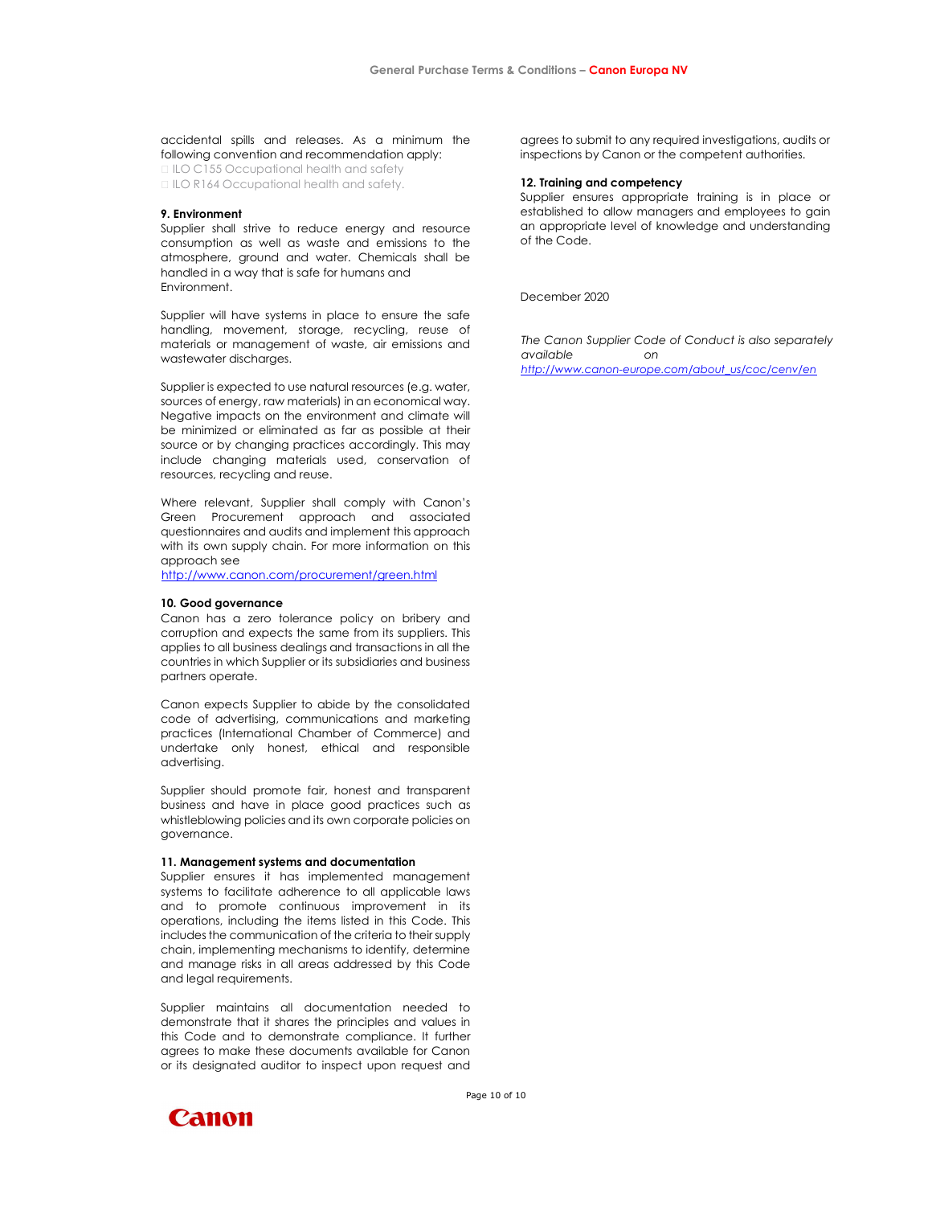accidental spills and releases. As a minimum the following convention and recommendation apply:

- ILO C155 Occupational health and safety
- ILO R164 Occupational health and safety.

**9. Environment**

Supplier shall strive to reduce energy and resource consumption as well as waste and emissions to the atmosphere, ground and water. Chemicals shall be handled in a way that is safe for humans and Environment.

Supplier will have systems in place to ensure the safe handling, movement, storage, recycling, reuse of materials or management of waste, air emissions and wastewater discharges.

Supplier is expected to use natural resources (e.g. water, sources of energy, raw materials) in an economical way. Negative impacts on the environment and climate will be minimized or eliminated as far as possible at their source or by changing practices accordingly. This may include changing materials used, conservation of resources, recycling and reuse.

Where relevant, Supplier shall comply with Canon's Green Procurement approach and associated questionnaires and audits and implement this approach with its own supply chain. For more information on this approach see
http://www.canon.com/procurement/green.html

**10. Good governance**

Canon has a zero tolerance policy on bribery and corruption and expects the same from its suppliers. This applies to all business dealings and transactions in all the countries in which Supplier or its subsidiaries and business partners operate.

Canon expects Supplier to abide by the consolidated code of advertising, communications and marketing practices (International Chamber of Commerce) and undertake only honest, ethical and responsible advertising.

Supplier should promote fair, honest and transparent business and have in place good practices such as whistleblowing policies and its own corporate policies on governance.

**11. Management systems and documentation**

Supplier ensures it has implemented management systems to facilitate adherence to all applicable laws and to promote continuous improvement in its operations, including the items listed in this Code. This includes the communication of the criteria to their supply chain, implementing mechanisms to identify, determine and manage risks in all areas addressed by this Code and legal requirements.

Supplier maintains all documentation needed to demonstrate that it shares the principles and values in this Code and to demonstrate compliance. It further agrees to make these documents available for Canon or its designated auditor to inspect upon request and agrees to submit to any required investigations, audits or inspections by Canon or the competent authorities.

**12. Training and competency**

Supplier ensures appropriate training is in place or established to allow managers and employees to gain an appropriate level of knowledge and understanding of the Code.

December 2020

*The Canon Supplier Code of Conduct is also separately available on http://www.canon-europe.com/about_us/coc/cenv/en*